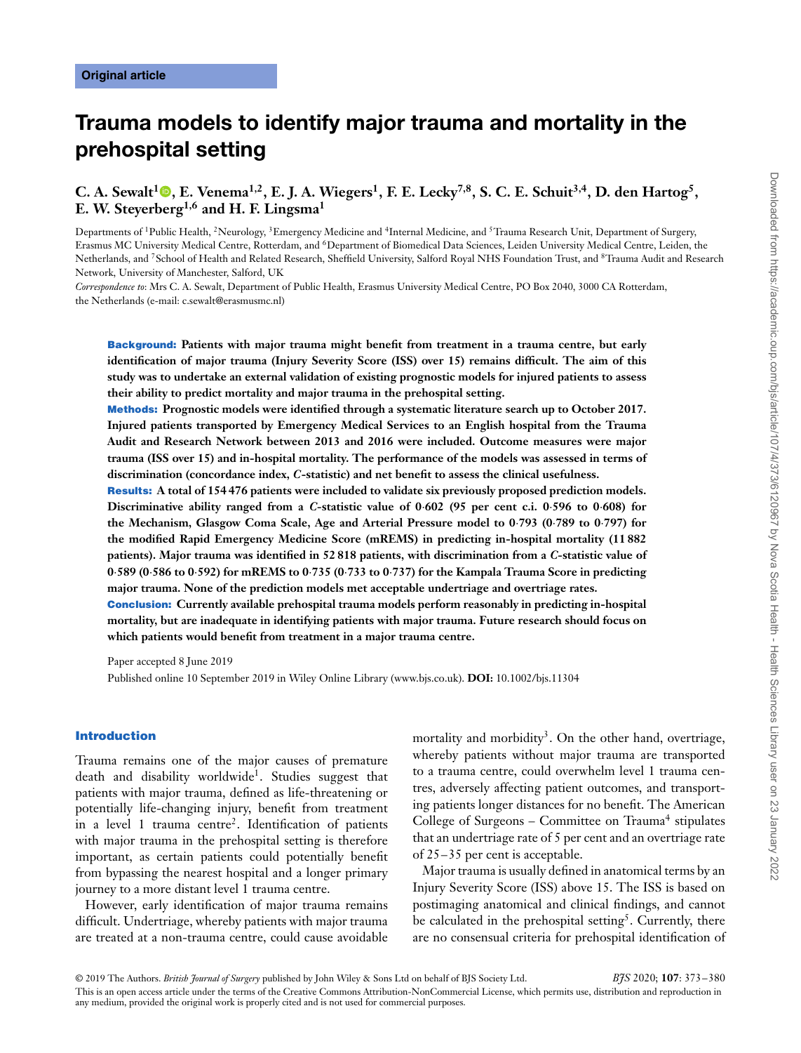Original article

# Trauma models to identify major trauma and mortality in the prehospital setting

**C. A. Sewalt[1], E. Venema[1,2], E. J. A. Wiegers[1], F. E. Lecky[7,8], S. C. E. Schuit[3,4], D. den Hartog[5], E. W. Steyerberg[1,6] and H. F. Lingsma[1]**

Departments of [1]Public Health, [2]Neurology, [3]Emergency Medicine and [4]Internal Medicine, and [5]Trauma Research Unit, Department of Surgery, Erasmus MC University Medical Centre, Rotterdam, and [6]Department of Biomedical Data Sciences, Leiden University Medical Centre, Leiden, the Netherlands, and [7]School of Health and Related Research, Sheffield University, Salford Royal NHS Foundation Trust, and [8]Trauma Audit and Research Network, University of Manchester, Salford, UK

*Correspondence to*: Mrs C. A. Sewalt, Department of Public Health, Erasmus University Medical Centre, PO Box 2040, 3000 CA Rotterdam, the Netherlands (e-mail: c.sewalt@erasmusmc.nl)

**Background: Patients with major trauma might benefit from treatment in a trauma centre, but early identification of major trauma (Injury Severity Score (ISS) over 15) remains difficult. The aim of this study was to undertake an external validation of existing prognostic models for injured patients to assess their ability to predict mortality and major trauma in the prehospital setting.**

**Methods: Prognostic models were identified through a systematic literature search up to October 2017. Injured patients transported by Emergency Medical Services to an English hospital from the Trauma Audit and Research Network between 2013 and 2016 were included. Outcome measures were major trauma (ISS over 15) and in-hospital mortality. The performance of the models was assessed in terms of discrimination (concordance index, *C*-statistic) and net benefit to assess the clinical usefulness.**

**Results: A total of 154 476 patients were included to validate six previously proposed prediction models. Discriminative ability ranged from a *C*-statistic value of 0·602 (95 per cent c.i. 0·596 to 0·608) for the Mechanism, Glasgow Coma Scale, Age and Arterial Pressure model to 0·793 (0·789 to 0·797) for the modified Rapid Emergency Medicine Score (mREMS) in predicting in-hospital mortality (11 882 patients). Major trauma was identified in 52 818 patients, with discrimination from a *C*-statistic value of 0·589 (0·586 to 0·592) for mREMS to 0·735 (0·733 to 0·737) for the Kampala Trauma Score in predicting major trauma. None of the prediction models met acceptable undertriage and overtriage rates.**

**Conclusion: Currently available prehospital trauma models perform reasonably in predicting in-hospital mortality, but are inadequate in identifying patients with major trauma. Future research should focus on which patients would benefit from treatment in a major trauma centre.**

Paper accepted 8 June 2019

Published online 10 September 2019 in Wiley Online Library (www.bjs.co.uk). **DOI:** 10.1002/bjs.11304

## Introduction

Trauma remains one of the major causes of premature death and disability worldwide[1]. Studies suggest that patients with major trauma, defined as life-threatening or potentially life-changing injury, benefit from treatment in a level 1 trauma centre[2]. Identification of patients with major trauma in the prehospital setting is therefore important, as certain patients could potentially benefit from bypassing the nearest hospital and a longer primary journey to a more distant level 1 trauma centre.

However, early identification of major trauma remains difficult. Undertriage, whereby patients with major trauma are treated at a non-trauma centre, could cause avoidable mortality and morbidity[3]. On the other hand, overtriage, whereby patients without major trauma are transported to a trauma centre, could overwhelm level 1 trauma centres, adversely affecting patient outcomes, and transporting patients longer distances for no benefit. The American College of Surgeons – Committee on Trauma[4] stipulates that an undertriage rate of 5 per cent and an overtriage rate of 25–35 per cent is acceptable.

Major trauma is usually defined in anatomical terms by an Injury Severity Score (ISS) above 15. The ISS is based on postimaging anatomical and clinical findings, and cannot be calculated in the prehospital setting[5]. Currently, there are no consensual criteria for prehospital identification of

© 2019 The Authors. *British Journal of Surgery* published by John Wiley & Sons Ltd on behalf of BJS Society Ltd.
This is an open access article under the terms of the Creative Commons Attribution-NonCommercial License, which permits use, distribution and reproduction in any medium, provided the original work is properly cited and is not used for commercial purposes.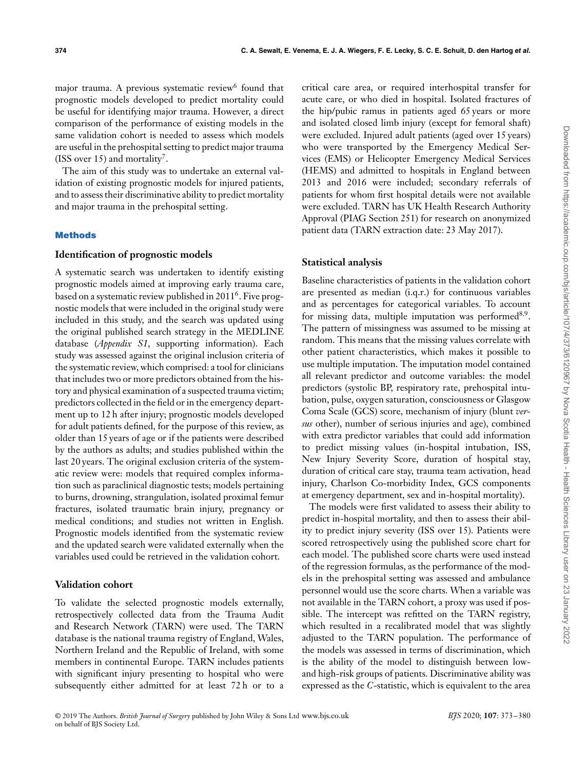major trauma. A previous systematic review[6] found that prognostic models developed to predict mortality could be useful for identifying major trauma. However, a direct comparison of the performance of existing models in the same validation cohort is needed to assess which models are useful in the prehospital setting to predict major trauma (ISS over 15) and mortality[7].

The aim of this study was to undertake an external validation of existing prognostic models for injured patients, and to assess their discriminative ability to predict mortality and major trauma in the prehospital setting.

## Methods

### Identification of prognostic models

A systematic search was undertaken to identify existing prognostic models aimed at improving early trauma care, based on a systematic review published in 2011[6]. Five prognostic models that were included in the original study were included in this study, and the search was updated using the original published search strategy in the MEDLINE database (*Appendix S1*, supporting information). Each study was assessed against the original inclusion criteria of the systematic review, which comprised: a tool for clinicians that includes two or more predictors obtained from the history and physical examination of a suspected trauma victim; predictors collected in the field or in the emergency department up to 12 h after injury; prognostic models developed for adult patients defined, for the purpose of this review, as older than 15 years of age or if the patients were described by the authors as adults; and studies published within the last 20 years. The original exclusion criteria of the systematic review were: models that required complex information such as paraclinical diagnostic tests; models pertaining to burns, drowning, strangulation, isolated proximal femur fractures, isolated traumatic brain injury, pregnancy or medical conditions; and studies not written in English. Prognostic models identified from the systematic review and the updated search were validated externally when the variables used could be retrieved in the validation cohort.

### Validation cohort

To validate the selected prognostic models externally, retrospectively collected data from the Trauma Audit and Research Network (TARN) were used. The TARN database is the national trauma registry of England, Wales, Northern Ireland and the Republic of Ireland, with some members in continental Europe. TARN includes patients with significant injury presenting to hospital who were subsequently either admitted for at least 72 h or to a critical care area, or required interhospital transfer for acute care, or who died in hospital. Isolated fractures of the hip/pubic ramus in patients aged 65 years or more and isolated closed limb injury (except for femoral shaft) were excluded. Injured adult patients (aged over 15 years) who were transported by the Emergency Medical Services (EMS) or Helicopter Emergency Medical Services (HEMS) and admitted to hospitals in England between 2013 and 2016 were included; secondary referrals of patients for whom first hospital details were not available were excluded. TARN has UK Health Research Authority Approval (PIAG Section 251) for research on anonymized patient data (TARN extraction date: 23 May 2017).

### Statistical analysis

Baseline characteristics of patients in the validation cohort are presented as median (i.q.r.) for continuous variables and as percentages for categorical variables. To account for missing data, multiple imputation was performed[8,9]. The pattern of missingness was assumed to be missing at random. This means that the missing values correlate with other patient characteristics, which makes it possible to use multiple imputation. The imputation model contained all relevant predictor and outcome variables: the model predictors (systolic BP, respiratory rate, prehospital intubation, pulse, oxygen saturation, consciousness or Glasgow Coma Scale (GCS) score, mechanism of injury (blunt *versus* other), number of serious injuries and age), combined with extra predictor variables that could add information to predict missing values (in-hospital intubation, ISS, New Injury Severity Score, duration of hospital stay, duration of critical care stay, trauma team activation, head injury, Charlson Co-morbidity Index, GCS components at emergency department, sex and in-hospital mortality).

The models were first validated to assess their ability to predict in-hospital mortality, and then to assess their ability to predict injury severity (ISS over 15). Patients were scored retrospectively using the published score chart for each model. The published score charts were used instead of the regression formulas, as the performance of the models in the prehospital setting was assessed and ambulance personnel would use the score charts. When a variable was not available in the TARN cohort, a proxy was used if possible. The intercept was refitted on the TARN registry, which resulted in a recalibrated model that was slightly adjusted to the TARN population. The performance of the models was assessed in terms of discrimination, which is the ability of the model to distinguish between low- and high-risk groups of patients. Discriminative ability was expressed as the *C*-statistic, which is equivalent to the area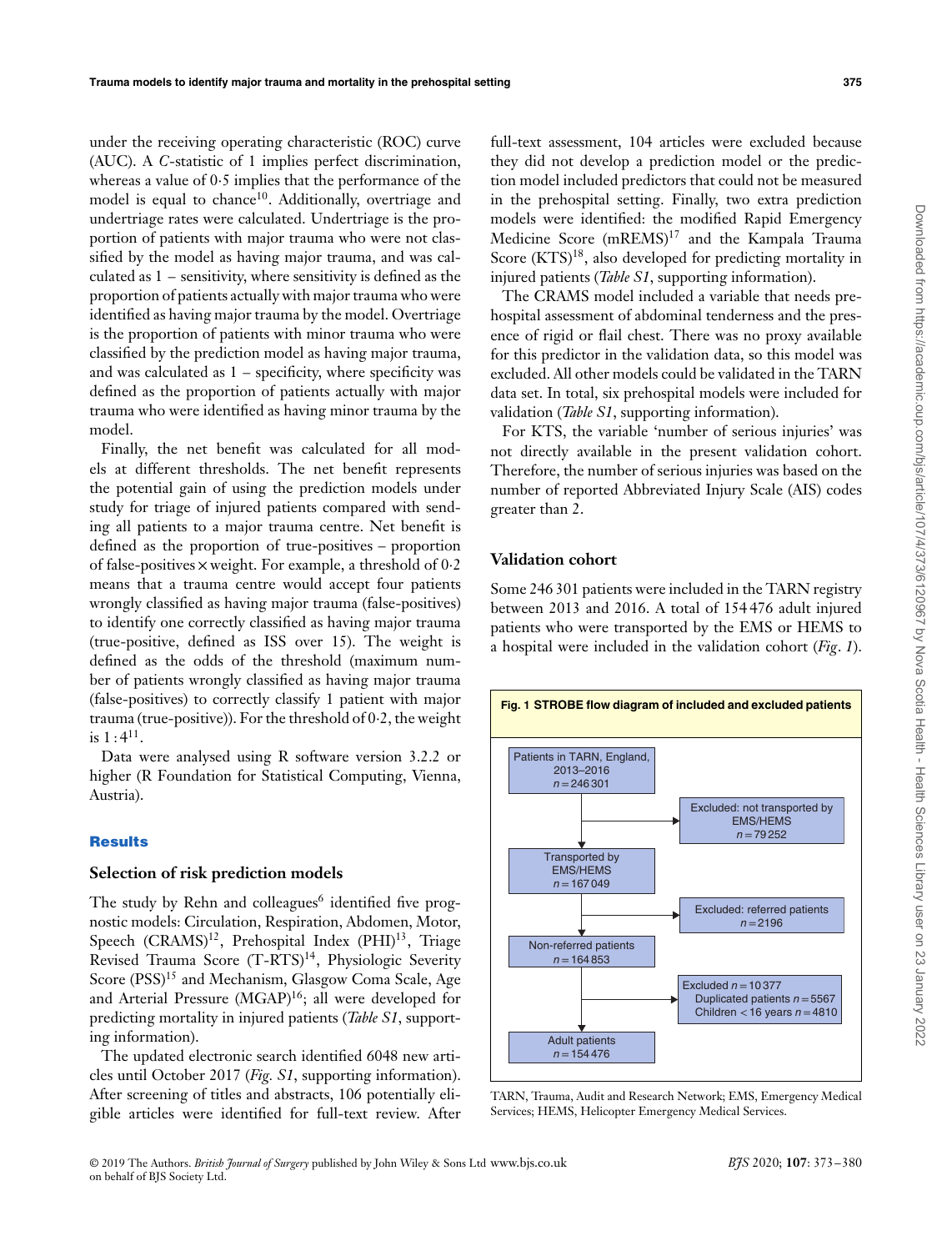under the receiving operating characteristic (ROC) curve (AUC). A *C*-statistic of 1 implies perfect discrimination, whereas a value of 0·5 implies that the performance of the model is equal to chance[10]. Additionally, overtriage and undertriage rates were calculated. Undertriage is the proportion of patients with major trauma who were not classified by the model as having major trauma, and was calculated as 1 − sensitivity, where sensitivity is defined as the proportion of patients actually with major trauma who were identified as having major trauma by the model. Overtriage is the proportion of patients with minor trauma who were classified by the prediction model as having major trauma, and was calculated as 1 − specificity, where specificity was defined as the proportion of patients actually with major trauma who were identified as having minor trauma by the model.

Finally, the net benefit was calculated for all models at different thresholds. The net benefit represents the potential gain of using the prediction models under study for triage of injured patients compared with sending all patients to a major trauma centre. Net benefit is defined as the proportion of true-positives − proportion of false-positives × weight. For example, a threshold of 0·2 means that a trauma centre would accept four patients wrongly classified as having major trauma (false-positives) to identify one correctly classified as having major trauma (true-positive, defined as ISS over 15). The weight is defined as the odds of the threshold (maximum number of patients wrongly classified as having major trauma (false-positives) to correctly classify 1 patient with major trauma (true-positive)). For the threshold of 0·2, the weight is 1 : 4[11].

Data were analysed using R software version 3.2.2 or higher (R Foundation for Statistical Computing, Vienna, Austria).

## Results

### Selection of risk prediction models

The study by Rehn and colleagues[6] identified five prognostic models: Circulation, Respiration, Abdomen, Motor, Speech (CRAMS)[12], Prehospital Index (PHI)[13], Triage Revised Trauma Score (T-RTS)[14], Physiologic Severity Score (PSS)[15] and Mechanism, Glasgow Coma Scale, Age and Arterial Pressure (MGAP)[16]; all were developed for predicting mortality in injured patients (*Table S1*, supporting information).

The updated electronic search identified 6048 new articles until October 2017 (*Fig. S1*, supporting information). After screening of titles and abstracts, 106 potentially eligible articles were identified for full-text review. After full-text assessment, 104 articles were excluded because they did not develop a prediction model or the prediction model included predictors that could not be measured in the prehospital setting. Finally, two extra prediction models were identified: the modified Rapid Emergency Medicine Score (mREMS)[17] and the Kampala Trauma Score (KTS)[18], also developed for predicting mortality in injured patients (*Table S1*, supporting information).

The CRAMS model included a variable that needs prehospital assessment of abdominal tenderness and the presence of rigid or flail chest. There was no proxy available for this predictor in the validation data, so this model was excluded. All other models could be validated in the TARN data set. In total, six prehospital models were included for validation (*Table S1*, supporting information).

For KTS, the variable 'number of serious injuries' was not directly available in the present validation cohort. Therefore, the number of serious injuries was based on the number of reported Abbreviated Injury Scale (AIS) codes greater than 2.

### Validation cohort

Some 246 301 patients were included in the TARN registry between 2013 and 2016. A total of 154 476 adult injured patients who were transported by the EMS or HEMS to a hospital were included in the validation cohort (*Fig. 1*).

**Fig. 1** STROBE flow diagram of included and excluded patients

- Patients in TARN, England, 2013–2016, $n = 246\,301$
  - Excluded: not transported by EMS/HEMS, $n = 79\,252$
- Transported by EMS/HEMS, $n = 167\,049$
  - Excluded: referred patients, $n = 2196$
- Non-referred patients, $n = 164\,853$
  - Excluded $n = 10\,377$: Duplicated patients $n = 5567$; Children < 16 years $n = 4810$
- Adult patients, $n = 154\,476$

TARN, Trauma, Audit and Research Network; EMS, Emergency Medical Services; HEMS, Helicopter Emergency Medical Services.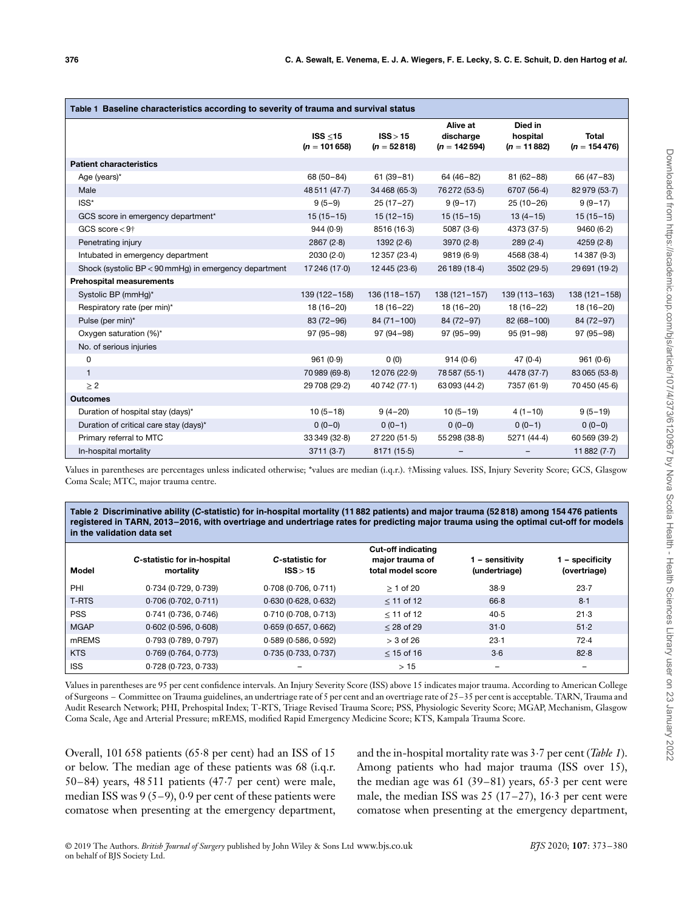**Table 1 Baseline characteristics according to severity of trauma and survival status**

| | ISS ≤15 ($n$ = 101 658) | ISS > 15 ($n$ = 52 818) | Alive at discharge ($n$ = 142 594) | Died in hospital ($n$ = 11 882) | Total ($n$ = 154 476) |
|---|---|---|---|---|---|
| **Patient characteristics** | | | | | |
| Age (years)* | 68 (50–84) | 61 (39–81) | 64 (46–82) | 81 (62–88) | 66 (47–83) |
| Male | 48 511 (47·7) | 34 468 (65·3) | 76 272 (53·5) | 6707 (56·4) | 82 979 (53·7) |
| ISS* | 9 (5–9) | 25 (17–27) | 9 (9–17) | 25 (10–26) | 9 (9–17) |
| GCS score in emergency department* | 15 (15–15) | 15 (12–15) | 15 (15–15) | 13 (4–15) | 15 (15–15) |
| GCS score < 9† | 944 (0·9) | 8516 (16·3) | 5087 (3·6) | 4373 (37·5) | 9460 (6·2) |
| Penetrating injury | 2867 (2·8) | 1392 (2·6) | 3970 (2·8) | 289 (2·4) | 4259 (2·8) |
| Intubated in emergency department | 2030 (2·0) | 12 357 (23·4) | 9819 (6·9) | 4568 (38·4) | 14 387 (9·3) |
| Shock (systolic BP < 90 mmHg) in emergency department | 17 246 (17·0) | 12 445 (23·6) | 26 189 (18·4) | 3502 (29·5) | 29 691 (19·2) |
| **Prehospital measurements** | | | | | |
| Systolic BP (mmHg)* | 139 (122–158) | 136 (118–157) | 138 (121–157) | 139 (113–163) | 138 (121–158) |
| Respiratory rate (per min)* | 18 (16–20) | 18 (16–22) | 18 (16–20) | 18 (16–22) | 18 (16–20) |
| Pulse (per min)* | 83 (72–96) | 84 (71–100) | 84 (72–97) | 82 (68–100) | 84 (72–97) |
| Oxygen saturation (%)* | 97 (95–98) | 97 (94–98) | 97 (95–99) | 95 (91–98) | 97 (95–98) |
| No. of serious injuries | | | | | |
| 0 | 961 (0·9) | 0 (0) | 914 (0·6) | 47 (0·4) | 961 (0·6) |
| 1 | 70 989 (69·8) | 12 076 (22·9) | 78 587 (55·1) | 4478 (37·7) | 83 065 (53·8) |
| ≥ 2 | 29 708 (29·2) | 40 742 (77·1) | 63 093 (44·2) | 7357 (61·9) | 70 450 (45·6) |
| **Outcomes** | | | | | |
| Duration of hospital stay (days)* | 10 (5–18) | 9 (4–20) | 10 (5–19) | 4 (1–10) | 9 (5–19) |
| Duration of critical care stay (days)* | 0 (0–0) | 0 (0–1) | 0 (0–0) | 0 (0–1) | 0 (0–0) |
| Primary referral to MTC | 33 349 (32·8) | 27 220 (51·5) | 55 298 (38·8) | 5271 (44·4) | 60 569 (39·2) |
| In-hospital mortality | 3711 (3·7) | 8171 (15·5) | – | – | 11 882 (7·7) |

Values in parentheses are percentages unless indicated otherwise; *values are median (i.q.r.). †Missing values. ISS, Injury Severity Score; GCS, Glasgow Coma Scale; MTC, major trauma centre.

**Table 2 Discriminative ability (*C*-statistic) for in-hospital mortality (11 882 patients) and major trauma (52 818) among 154 476 patients registered in TARN, 2013–2016, with overtriage and undertriage rates for predicting major trauma using the optimal cut-off for models in the validation data set**

| Model | *C*-statistic for in-hospital mortality | *C*-statistic for ISS > 15 | Cut-off indicating major trauma of total model score | 1 − sensitivity (undertriage) | 1 − specificity (overtriage) |
|---|---|---|---|---|---|
| PHI | 0·734 (0·729, 0·739) | 0·708 (0·706, 0·711) | ≥ 1 of 20 | 38·9 | 23·7 |
| T-RTS | 0·706 (0·702, 0·711) | 0·630 (0·628, 0·632) | ≤ 11 of 12 | 66·8 | 8·1 |
| PSS | 0·741 (0·736, 0·746) | 0·710 (0·708, 0·713) | ≤ 11 of 12 | 40·5 | 21·3 |
| MGAP | 0·602 (0·596, 0·608) | 0·659 (0·657, 0·662) | ≤ 28 of 29 | 31·0 | 51·2 |
| mREMS | 0·793 (0·789, 0·797) | 0·589 (0·586, 0·592) | > 3 of 26 | 23·1 | 72·4 |
| KTS | 0·769 (0·764, 0·773) | 0·735 (0·733, 0·737) | ≤ 15 of 16 | 3·6 | 82·8 |
| ISS | 0·728 (0·723, 0·733) | – | > 15 | – | – |

Values in parentheses are 95 per cent confidence intervals. An Injury Severity Score (ISS) above 15 indicates major trauma. According to American College of Surgeons – Committee on Trauma guidelines, an undertriage rate of 5 per cent and an overtriage rate of 25–35 per cent is acceptable. TARN, Trauma and Audit Research Network; PHI, Prehospital Index; T-RTS, Triage Revised Trauma Score; PSS, Physiologic Severity Score; MGAP, Mechanism, Glasgow Coma Scale, Age and Arterial Pressure; mREMS, modified Rapid Emergency Medicine Score; KTS, Kampala Trauma Score.

Overall, 101 658 patients (65·8 per cent) had an ISS of 15 or below. The median age of these patients was 68 (i.q.r. 50–84) years, 48 511 patients (47·7 per cent) were male, median ISS was 9 (5–9), 0·9 per cent of these patients were comatose when presenting at the emergency department, and the in-hospital mortality rate was 3·7 per cent (*Table 1*). Among patients who had major trauma (ISS over 15), the median age was 61 (39–81) years, 65·3 per cent were male, the median ISS was 25 (17–27), 16·3 per cent were comatose when presenting at the emergency department,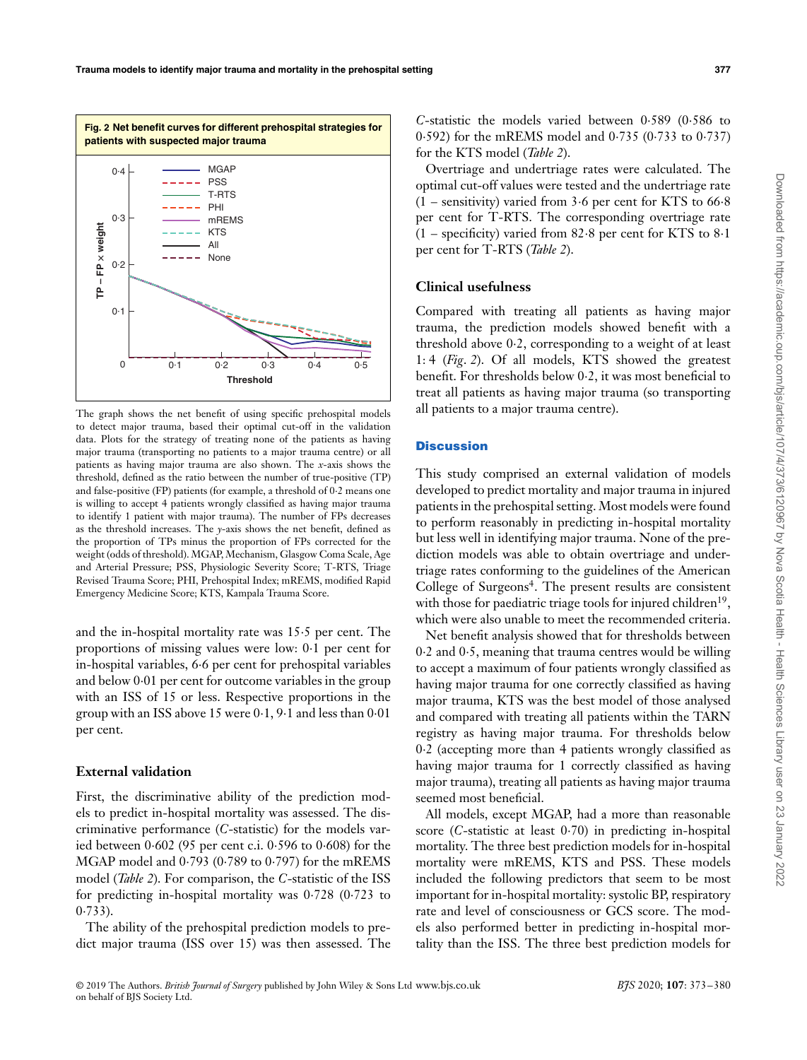**Fig. 2 Net benefit curves for different prehospital strategies for patients with suspected major trauma**

The graph shows the net benefit of using specific prehospital models to detect major trauma, based their optimal cut-off in the validation data. Plots for the strategy of treating none of the patients as having major trauma (transporting no patients to a major trauma centre) or all patients as having major trauma are also shown. The *x*-axis shows the threshold, defined as the ratio between the number of true-positive (TP) and false-positive (FP) patients (for example, a threshold of 0·2 means one is willing to accept 4 patients wrongly classified as having major trauma to identify 1 patient with major trauma). The number of FPs decreases as the threshold increases. The *y*-axis shows the net benefit, defined as the proportion of TPs minus the proportion of FPs corrected for the weight (odds of threshold). MGAP, Mechanism, Glasgow Coma Scale, Age and Arterial Pressure; PSS, Physiologic Severity Score; T-RTS, Triage Revised Trauma Score; PHI, Prehospital Index; mREMS, modified Rapid Emergency Medicine Score; KTS, Kampala Trauma Score.

and the in-hospital mortality rate was 15·5 per cent. The proportions of missing values were low: 0·1 per cent for in-hospital variables, 6·6 per cent for prehospital variables and below 0·01 per cent for outcome variables in the group with an ISS of 15 or less. Respective proportions in the group with an ISS above 15 were 0·1, 9·1 and less than 0·01 per cent.

### External validation

First, the discriminative ability of the prediction models to predict in-hospital mortality was assessed. The discriminative performance (*C*-statistic) for the models varied between 0·602 (95 per cent c.i. 0·596 to 0·608) for the MGAP model and 0·793 (0·789 to 0·797) for the mREMS model (*Table 2*). For comparison, the *C*-statistic of the ISS for predicting in-hospital mortality was 0·728 (0·723 to 0·733).

The ability of the prehospital prediction models to predict major trauma (ISS over 15) was then assessed. The *C*-statistic the models varied between 0·589 (0·586 to 0·592) for the mREMS model and 0·735 (0·733 to 0·737) for the KTS model (*Table 2*).

Overtriage and undertriage rates were calculated. The optimal cut-off values were tested and the undertriage rate (1 – sensitivity) varied from 3·6 per cent for KTS to 66·8 per cent for T-RTS. The corresponding overtriage rate (1 – specificity) varied from 82·8 per cent for KTS to 8·1 per cent for T-RTS (*Table 2*).

### Clinical usefulness

Compared with treating all patients as having major trauma, the prediction models showed benefit with a threshold above 0·2, corresponding to a weight of at least 1:4 (*Fig. 2*). Of all models, KTS showed the greatest benefit. For thresholds below 0·2, it was most beneficial to treat all patients as having major trauma (so transporting all patients to a major trauma centre).

## Discussion

This study comprised an external validation of models developed to predict mortality and major trauma in injured patients in the prehospital setting. Most models were found to perform reasonably in predicting in-hospital mortality but less well in identifying major trauma. None of the prediction models was able to obtain overtriage and undertriage rates conforming to the guidelines of the American College of Surgeons[4]. The present results are consistent with those for paediatric triage tools for injured children[19], which were also unable to meet the recommended criteria.

Net benefit analysis showed that for thresholds between 0·2 and 0·5, meaning that trauma centres would be willing to accept a maximum of four patients wrongly classified as having major trauma for one correctly classified as having major trauma, KTS was the best model of those analysed and compared with treating all patients within the TARN registry as having major trauma. For thresholds below 0·2 (accepting more than 4 patients wrongly classified as having major trauma for 1 correctly classified as having major trauma), treating all patients as having major trauma seemed most beneficial.

All models, except MGAP, had a more than reasonable score (*C*-statistic at least 0·70) in predicting in-hospital mortality. The three best prediction models for in-hospital mortality were mREMS, KTS and PSS. These models included the following predictors that seem to be most important for in-hospital mortality: systolic BP, respiratory rate and level of consciousness or GCS score. The models also performed better in predicting in-hospital mortality than the ISS. The three best prediction models for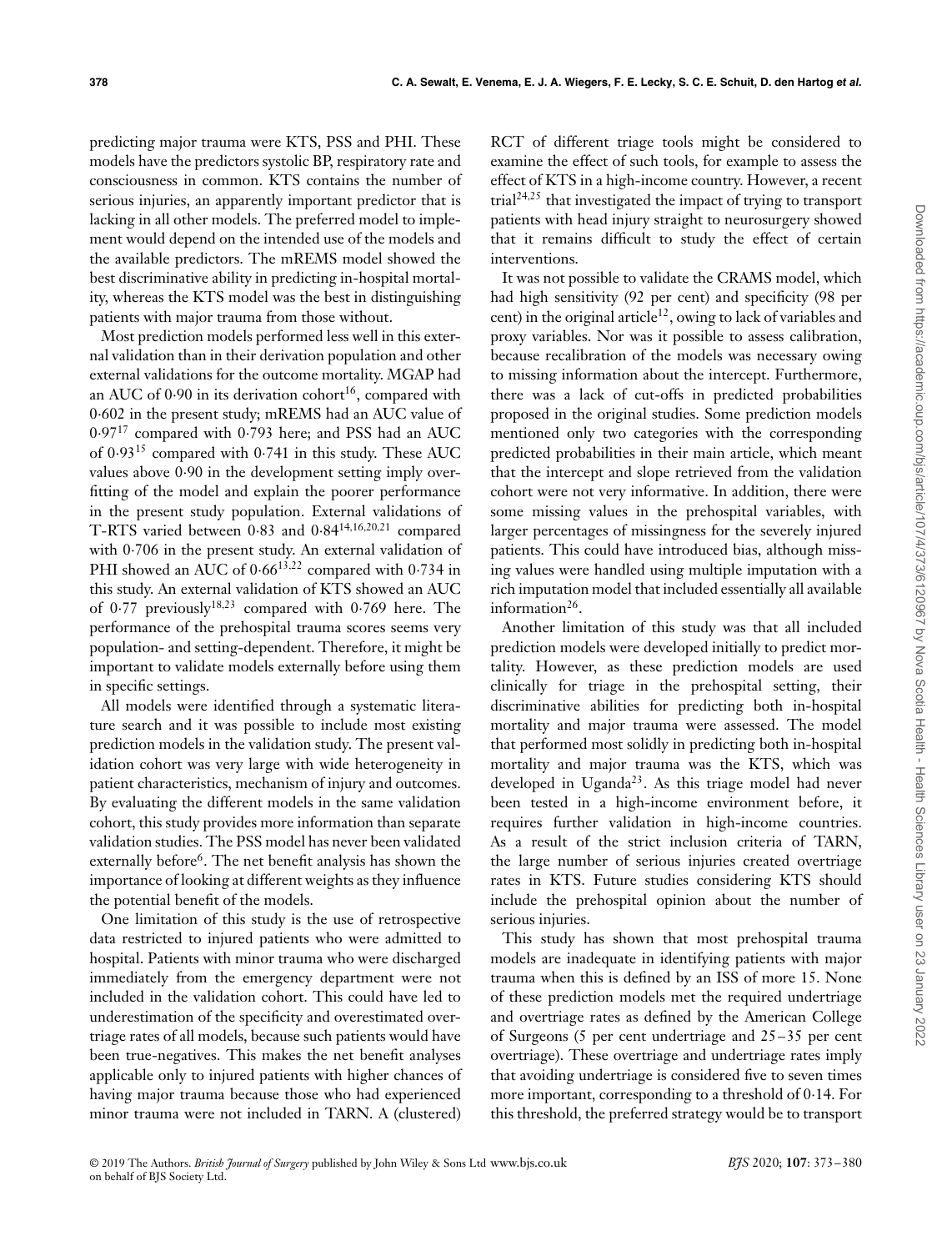predicting major trauma were KTS, PSS and PHI. These models have the predictors systolic BP, respiratory rate and consciousness in common. KTS contains the number of serious injuries, an apparently important predictor that is lacking in all other models. The preferred model to implement would depend on the intended use of the models and the available predictors. The mREMS model showed the best discriminative ability in predicting in-hospital mortality, whereas the KTS model was the best in distinguishing patients with major trauma from those without.

Most prediction models performed less well in this external validation than in their derivation population and other external validations for the outcome mortality. MGAP had an AUC of 0·90 in its derivation cohort[16], compared with 0·602 in the present study; mREMS had an AUC value of 0·97[17] compared with 0·793 here; and PSS had an AUC of 0·93[15] compared with 0·741 in this study. These AUC values above 0·90 in the development setting imply overfitting of the model and explain the poorer performance in the present study population. External validations of T-RTS varied between 0·83 and 0·84[14,16,20,21] compared with 0·706 in the present study. An external validation of PHI showed an AUC of 0·66[13,22] compared with 0·734 in this study. An external validation of KTS showed an AUC of 0·77 previously[18,23] compared with 0·769 here. The performance of the prehospital trauma scores seems very population- and setting-dependent. Therefore, it might be important to validate models externally before using them in specific settings.

All models were identified through a systematic literature search and it was possible to include most existing prediction models in the validation study. The present validation cohort was very large with wide heterogeneity in patient characteristics, mechanism of injury and outcomes. By evaluating the different models in the same validation cohort, this study provides more information than separate validation studies. The PSS model has never been validated externally before[6]. The net benefit analysis has shown the importance of looking at different weights as they influence the potential benefit of the models.

One limitation of this study is the use of retrospective data restricted to injured patients who were admitted to hospital. Patients with minor trauma who were discharged immediately from the emergency department were not included in the validation cohort. This could have led to underestimation of the specificity and overestimated overtriage rates of all models, because such patients would have been true-negatives. This makes the net benefit analyses applicable only to injured patients with higher chances of having major trauma because those who had experienced minor trauma were not included in TARN. A (clustered) RCT of different triage tools might be considered to examine the effect of such tools, for example to assess the effect of KTS in a high-income country. However, a recent trial[24,25] that investigated the impact of trying to transport patients with head injury straight to neurosurgery showed that it remains difficult to study the effect of certain interventions.

It was not possible to validate the CRAMS model, which had high sensitivity (92 per cent) and specificity (98 per cent) in the original article[12], owing to lack of variables and proxy variables. Nor was it possible to assess calibration, because recalibration of the models was necessary owing to missing information about the intercept. Furthermore, there was a lack of cut-offs in predicted probabilities proposed in the original studies. Some prediction models mentioned only two categories with the corresponding predicted probabilities in their main article, which meant that the intercept and slope retrieved from the validation cohort were not very informative. In addition, there were some missing values in the prehospital variables, with larger percentages of missingness for the severely injured patients. This could have introduced bias, although missing values were handled using multiple imputation with a rich imputation model that included essentially all available information[26].

Another limitation of this study was that all included prediction models were developed initially to predict mortality. However, as these prediction models are used clinically for triage in the prehospital setting, their discriminative abilities for predicting both in-hospital mortality and major trauma were assessed. The model that performed most solidly in predicting both in-hospital mortality and major trauma was the KTS, which was developed in Uganda[23]. As this triage model had never been tested in a high-income environment before, it requires further validation in high-income countries. As a result of the strict inclusion criteria of TARN, the large number of serious injuries created overtriage rates in KTS. Future studies considering KTS should include the prehospital opinion about the number of serious injuries.

This study has shown that most prehospital trauma models are inadequate in identifying patients with major trauma when this is defined by an ISS of more 15. None of these prediction models met the required undertriage and overtriage rates as defined by the American College of Surgeons (5 per cent undertriage and 25–35 per cent overtriage). These overtriage and undertriage rates imply that avoiding undertriage is considered five to seven times more important, corresponding to a threshold of 0·14. For this threshold, the preferred strategy would be to transport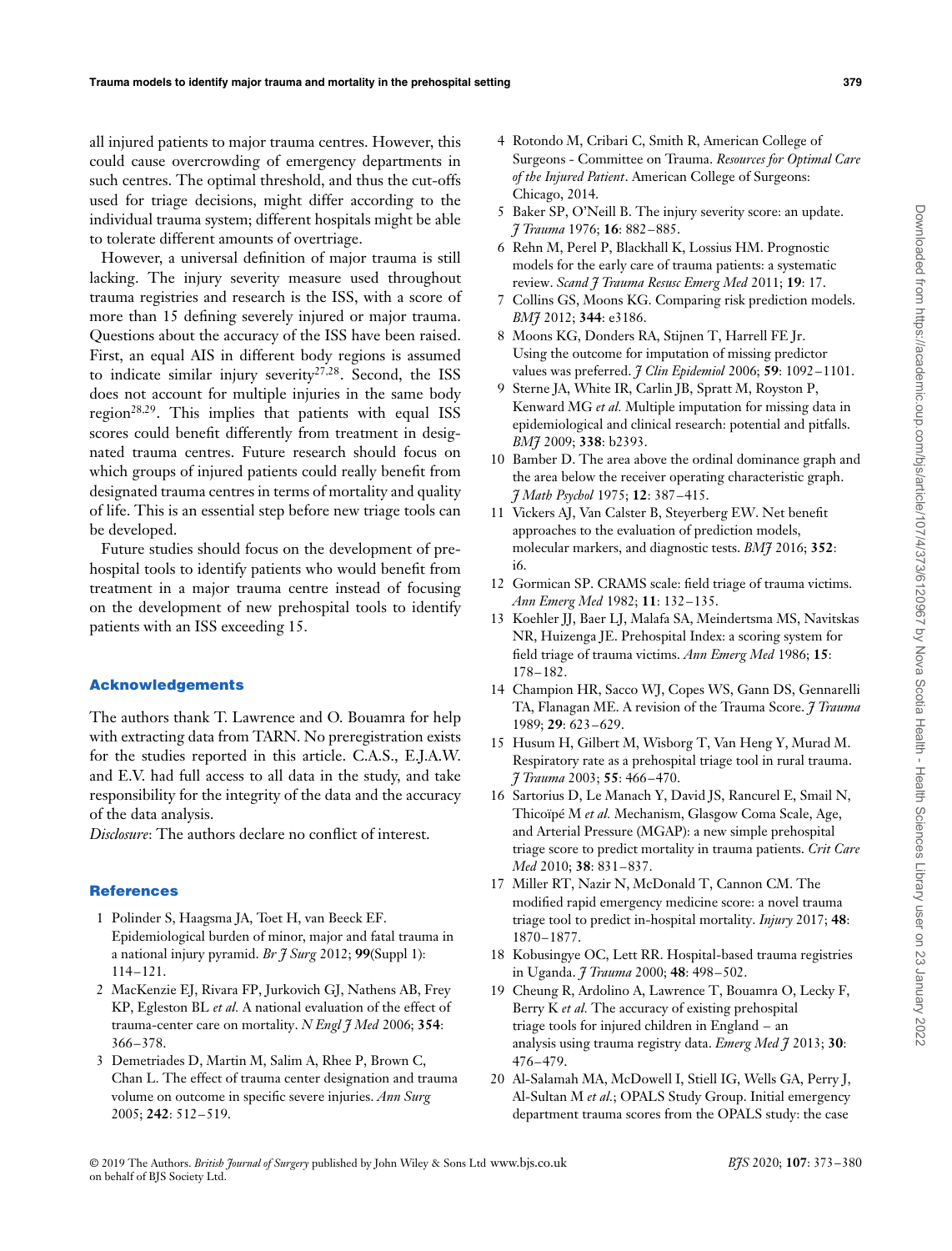all injured patients to major trauma centres. However, this could cause overcrowding of emergency departments in such centres. The optimal threshold, and thus the cut-offs used for triage decisions, might differ according to the individual trauma system; different hospitals might be able to tolerate different amounts of overtriage.

However, a universal definition of major trauma is still lacking. The injury severity measure used throughout trauma registries and research is the ISS, with a score of more than 15 defining severely injured or major trauma. Questions about the accuracy of the ISS have been raised. First, an equal AIS in different body regions is assumed to indicate similar injury severity[27,28]. Second, the ISS does not account for multiple injuries in the same body region[28,29]. This implies that patients with equal ISS scores could benefit differently from treatment in designated trauma centres. Future research should focus on which groups of injured patients could really benefit from designated trauma centres in terms of mortality and quality of life. This is an essential step before new triage tools can be developed.

Future studies should focus on the development of prehospital tools to identify patients who would benefit from treatment in a major trauma centre instead of focusing on the development of new prehospital tools to identify patients with an ISS exceeding 15.

## Acknowledgements

The authors thank T. Lawrence and O. Bouamra for help with extracting data from TARN. No preregistration exists for the studies reported in this article. C.A.S., E.J.A.W. and E.V. had full access to all data in the study, and take responsibility for the integrity of the data and the accuracy of the data analysis.

*Disclosure*: The authors declare no conflict of interest.

## References

1 Polinder S, Haagsma JA, Toet H, van Beeck EF. Epidemiological burden of minor, major and fatal trauma in a national injury pyramid. *Br J Surg* 2012; **99**(Suppl 1): 114–121.

2 MacKenzie EJ, Rivara FP, Jurkovich GJ, Nathens AB, Frey KP, Egleston BL *et al.* A national evaluation of the effect of trauma-center care on mortality. *N Engl J Med* 2006; **354**: 366–378.

3 Demetriades D, Martin M, Salim A, Rhee P, Brown C, Chan L. The effect of trauma center designation and trauma volume on outcome in specific severe injuries. *Ann Surg* 2005; **242**: 512–519.

4 Rotondo M, Cribari C, Smith R, American College of Surgeons - Committee on Trauma. *Resources for Optimal Care of the Injured Patient*. American College of Surgeons: Chicago, 2014.

5 Baker SP, O'Neill B. The injury severity score: an update. *J Trauma* 1976; **16**: 882–885.

6 Rehn M, Perel P, Blackhall K, Lossius HM. Prognostic models for the early care of trauma patients: a systematic review. *Scand J Trauma Resusc Emerg Med* 2011; **19**: 17.

7 Collins GS, Moons KG. Comparing risk prediction models. *BMJ* 2012; **344**: e3186.

8 Moons KG, Donders RA, Stijnen T, Harrell FE Jr. Using the outcome for imputation of missing predictor values was preferred. *J Clin Epidemiol* 2006; **59**: 1092–1101.

9 Sterne JA, White IR, Carlin JB, Spratt M, Royston P, Kenward MG *et al.* Multiple imputation for missing data in epidemiological and clinical research: potential and pitfalls. *BMJ* 2009; **338**: b2393.

10 Bamber D. The area above the ordinal dominance graph and the area below the receiver operating characteristic graph. *J Math Psychol* 1975; **12**: 387–415.

11 Vickers AJ, Van Calster B, Steyerberg EW. Net benefit approaches to the evaluation of prediction models, molecular markers, and diagnostic tests. *BMJ* 2016; **352**: i6.

12 Gormican SP. CRAMS scale: field triage of trauma victims. *Ann Emerg Med* 1982; **11**: 132–135.

13 Koehler JJ, Baer LJ, Malafa SA, Meindertsma MS, Navitskas NR, Huizenga JE. Prehospital Index: a scoring system for field triage of trauma victims. *Ann Emerg Med* 1986; **15**: 178–182.

14 Champion HR, Sacco WJ, Copes WS, Gann DS, Gennarelli TA, Flanagan ME. A revision of the Trauma Score. *J Trauma* 1989; **29**: 623–629.

15 Husum H, Gilbert M, Wisborg T, Van Heng Y, Murad M. Respiratory rate as a prehospital triage tool in rural trauma. *J Trauma* 2003; **55**: 466–470.

16 Sartorius D, Le Manach Y, David JS, Rancurel E, Smail N, Thicoïpé M *et al.* Mechanism, Glasgow Coma Scale, Age, and Arterial Pressure (MGAP): a new simple prehospital triage score to predict mortality in trauma patients. *Crit Care Med* 2010; **38**: 831–837.

17 Miller RT, Nazir N, McDonald T, Cannon CM. The modified rapid emergency medicine score: a novel trauma triage tool to predict in-hospital mortality. *Injury* 2017; **48**: 1870–1877.

18 Kobusingye OC, Lett RR. Hospital-based trauma registries in Uganda. *J Trauma* 2000; **48**: 498–502.

19 Cheung R, Ardolino A, Lawrence T, Bouamra O, Lecky F, Berry K *et al.* The accuracy of existing prehospital triage tools for injured children in England – an analysis using trauma registry data. *Emerg Med J* 2013; **30**: 476–479.

20 Al-Salamah MA, McDowell I, Stiell IG, Wells GA, Perry J, Al-Sultan M *et al.*; OPALS Study Group. Initial emergency department trauma scores from the OPALS study: the case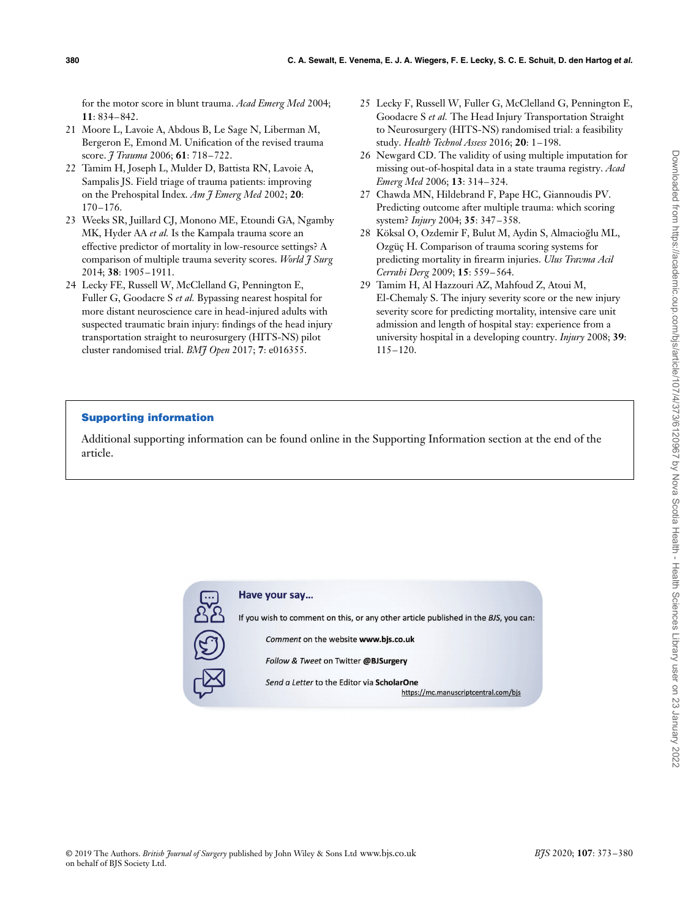for the motor score in blunt trauma. *Acad Emerg Med* 2004; **11**: 834–842.

21 Moore L, Lavoie A, Abdous B, Le Sage N, Liberman M, Bergeron E, Emond M. Unification of the revised trauma score. *J Trauma* 2006; **61**: 718–722.

22 Tamim H, Joseph L, Mulder D, Battista RN, Lavoie A, Sampalis JS. Field triage of trauma patients: improving on the Prehospital Index. *Am J Emerg Med* 2002; **20**: 170–176.

23 Weeks SR, Juillard CJ, Monono ME, Etoundi GA, Ngamby MK, Hyder AA *et al.* Is the Kampala trauma score an effective predictor of mortality in low-resource settings? A comparison of multiple trauma severity scores. *World J Surg* 2014; **38**: 1905–1911.

24 Lecky FE, Russell W, McClelland G, Pennington E, Fuller G, Goodacre S *et al.* Bypassing nearest hospital for more distant neuroscience care in head-injured adults with suspected traumatic brain injury: findings of the head injury transportation straight to neurosurgery (HITS-NS) pilot cluster randomised trial. *BMJ Open* 2017; **7**: e016355.

25 Lecky F, Russell W, Fuller G, McClelland G, Pennington E, Goodacre S *et al.* The Head Injury Transportation Straight to Neurosurgery (HITS-NS) randomised trial: a feasibility study. *Health Technol Assess* 2016; **20**: 1–198.

26 Newgard CD. The validity of using multiple imputation for missing out-of-hospital data in a state trauma registry. *Acad Emerg Med* 2006; **13**: 314–324.

27 Chawda MN, Hildebrand F, Pape HC, Giannoudis PV. Predicting outcome after multiple trauma: which scoring system? *Injury* 2004; **35**: 347–358.

28 Köksal O, Ozdemir F, Bulut M, Aydin S, Almacioğlu ML, Ozgüç H. Comparison of trauma scoring systems for predicting mortality in firearm injuries. *Ulus Travma Acil Cerrahi Derg* 2009; **15**: 559–564.

29 Tamim H, Al Hazzouri AZ, Mahfoud Z, Atoui M, El-Chemaly S. The injury severity score or the new injury severity score for predicting mortality, intensive care unit admission and length of hospital stay: experience from a university hospital in a developing country. *Injury* 2008; **39**: 115–120.

## Supporting information

Additional supporting information can be found online in the Supporting Information section at the end of the article.

**Have your say...**

If you wish to comment on this, or any other article published in the *BJS*, you can:

*Comment* on the website **www.bjs.co.uk**

*Follow & Tweet* on Twitter **@BJSurgery**

*Send a Letter* to the Editor via **ScholarOne** https://mc.manuscriptcentral.com/bjs

© 2019 The Authors. *British Journal of Surgery* published by John Wiley & Sons Ltd on behalf of BJS Society Ltd.